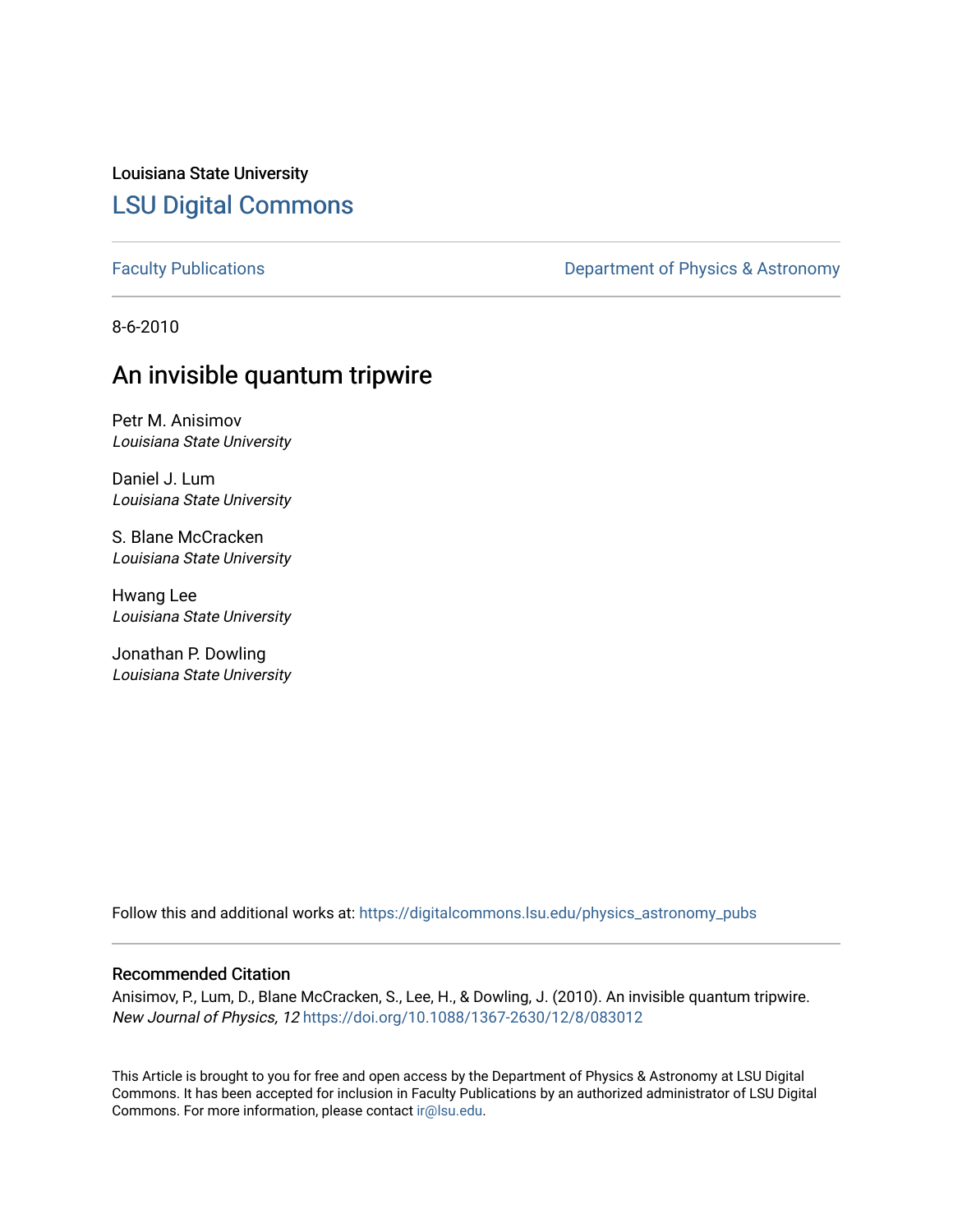Louisiana State University

# LSU Digital Commons

Faculty Publications

Department of Physics & Astronomy

8-6-2010

## An invisible quantum tripwire

Petr M. Anisimov
*Louisiana State University*

Daniel J. Lum
*Louisiana State University*

S. Blane McCracken
*Louisiana State University*

Hwang Lee
*Louisiana State University*

Jonathan P. Dowling
*Louisiana State University*

Follow this and additional works at: https://digitalcommons.lsu.edu/physics_astronomy_pubs

### Recommended Citation

Anisimov, P., Lum, D., Blane McCracken, S., Lee, H., & Dowling, J. (2010). An invisible quantum tripwire. *New Journal of Physics, 12* https://doi.org/10.1088/1367-2630/12/8/083012

This Article is brought to you for free and open access by the Department of Physics & Astronomy at LSU Digital Commons. It has been accepted for inclusion in Faculty Publications by an authorized administrator of LSU Digital Commons. For more information, please contact ir@lsu.edu.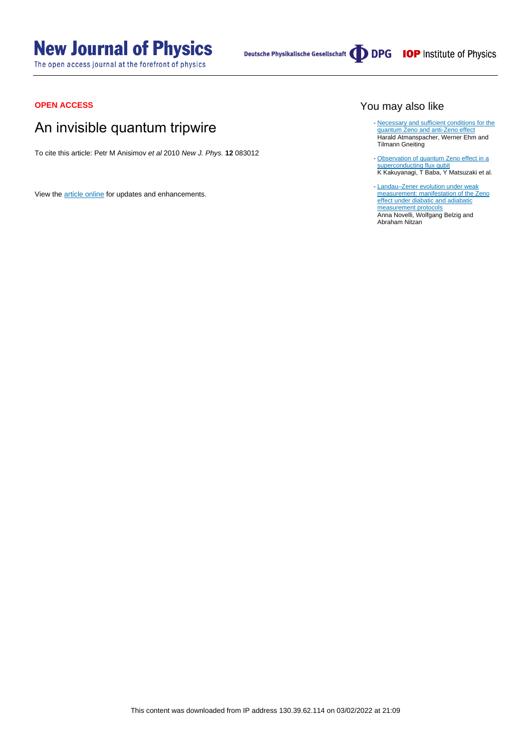**OPEN ACCESS**

# An invisible quantum tripwire

To cite this article: Petr M Anisimov *et al* 2010 *New J. Phys.* **12** 083012

View the article online for updates and enhancements.

## You may also like

- Necessary and sufficient conditions for the quantum Zeno and anti-Zeno effect
Harald Atmanspacher, Werner Ehm and Tilmann Gneiting

- Observation of quantum Zeno effect in a superconducting flux qubit
K Kakuyanagi, T Baba, Y Matsuzaki et al.

- Landau–Zener evolution under weak measurement: manifestation of the Zeno effect under diabatic and adiabatic measurement protocols
Anna Novelli, Wolfgang Belzig and Abraham Nitzan

This content was downloaded from IP address 130.39.62.114 on 03/02/2022 at 21:09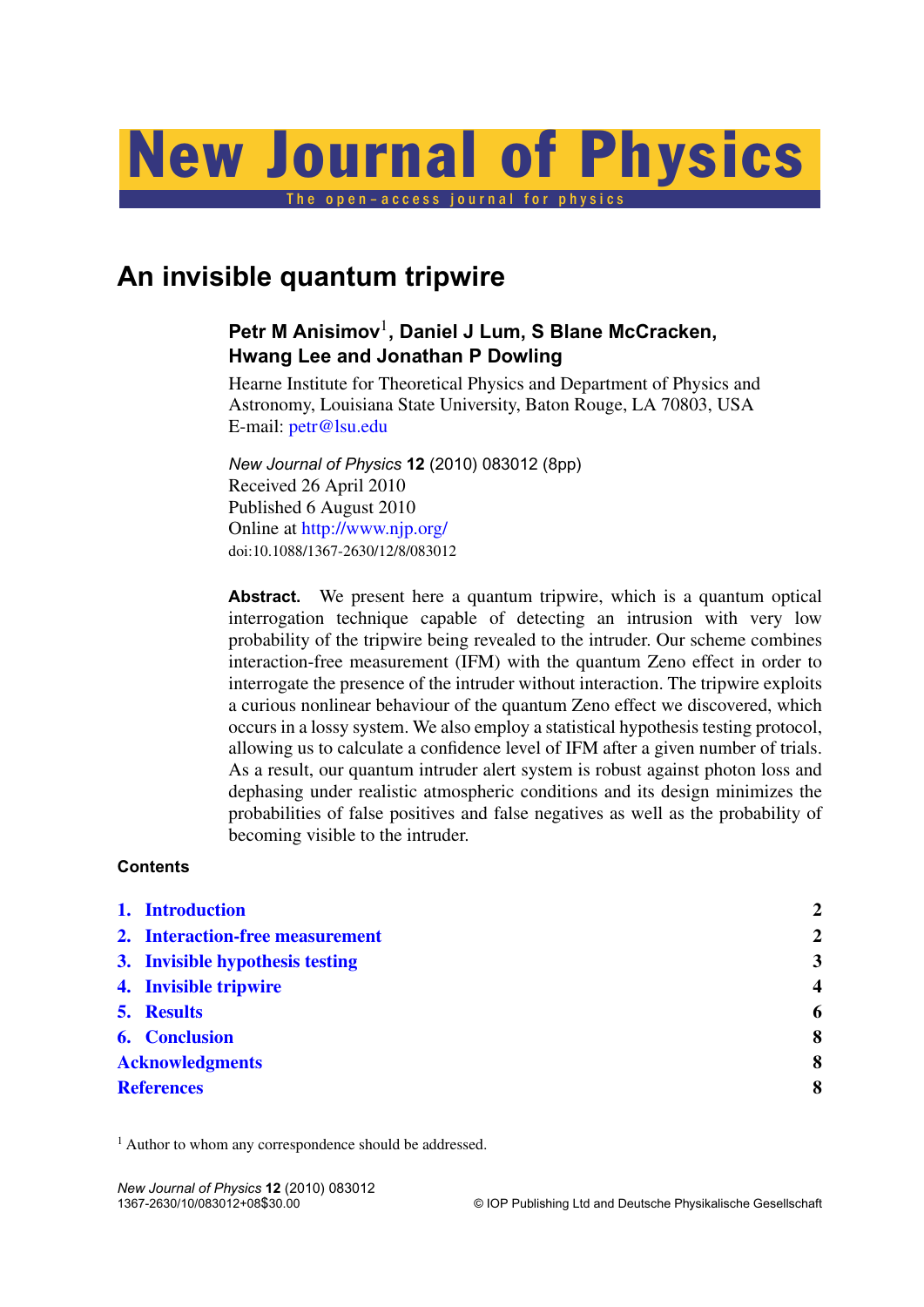# An invisible quantum tripwire

**Petr M Anisimov[1], Daniel J Lum, S Blane McCracken, Hwang Lee and Jonathan P Dowling**

Hearne Institute for Theoretical Physics and Department of Physics and Astronomy, Louisiana State University, Baton Rouge, LA 70803, USA
E-mail: petr@lsu.edu

*New Journal of Physics* **12** (2010) 083012 (8pp)
Received 26 April 2010
Published 6 August 2010
Online at http://www.njp.org/
doi:10.1088/1367-2630/12/8/083012

**Abstract.** We present here a quantum tripwire, which is a quantum optical interrogation technique capable of detecting an intrusion with very low probability of the tripwire being revealed to the intruder. Our scheme combines interaction-free measurement (IFM) with the quantum Zeno effect in order to interrogate the presence of the intruder without interaction. The tripwire exploits a curious nonlinear behaviour of the quantum Zeno effect we discovered, which occurs in a lossy system. We also employ a statistical hypothesis testing protocol, allowing us to calculate a confidence level of IFM after a given number of trials. As a result, our quantum intruder alert system is robust against photon loss and dephasing under realistic atmospheric conditions and its design minimizes the probabilities of false positives and false negatives as well as the probability of becoming visible to the intruder.

**Contents**

| | |
|---|---|
| 1. Introduction | 2 |
| 2. Interaction-free measurement | 2 |
| 3. Invisible hypothesis testing | 3 |
| 4. Invisible tripwire | 4 |
| 5. Results | 6 |
| 6. Conclusion | 8 |
| Acknowledgments | 8 |
| References | 8 |

[1] Author to whom any correspondence should be addressed.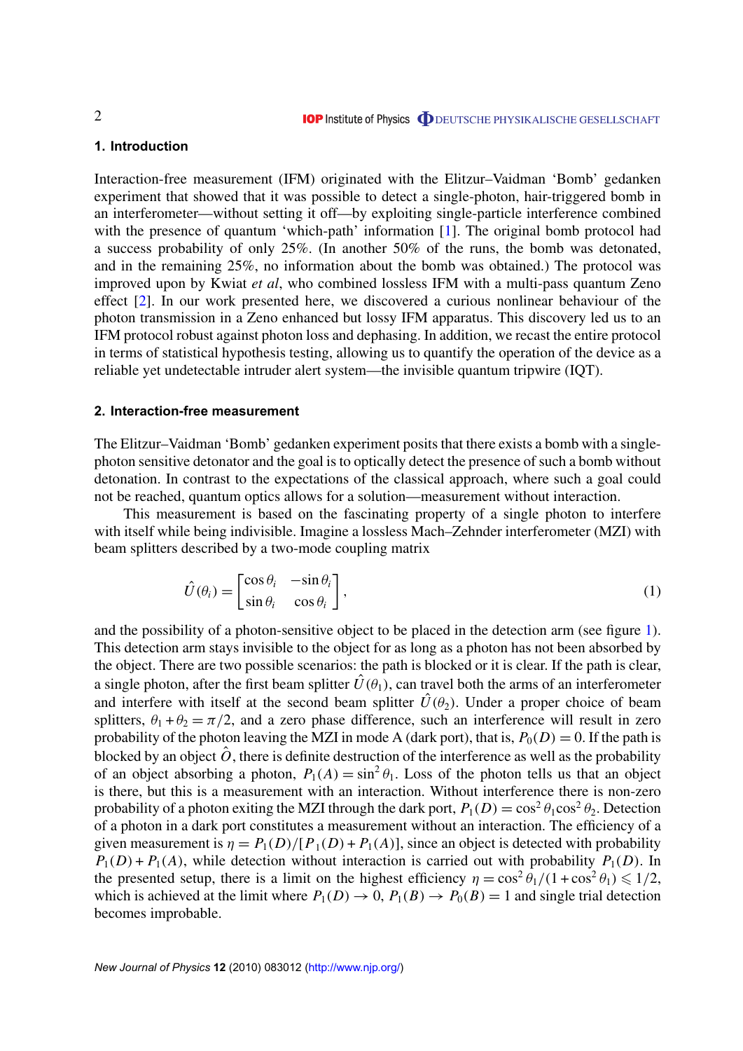## 1. Introduction

Interaction-free measurement (IFM) originated with the Elitzur–Vaidman 'Bomb' gedanken experiment that showed that it was possible to detect a single-photon, hair-triggered bomb in an interferometer—without setting it off—by exploiting single-particle interference combined with the presence of quantum 'which-path' information [1]. The original bomb protocol had a success probability of only 25%. (In another 50% of the runs, the bomb was detonated, and in the remaining 25%, no information about the bomb was obtained.) The protocol was improved upon by Kwiat *et al*, who combined lossless IFM with a multi-pass quantum Zeno effect [2]. In our work presented here, we discovered a curious nonlinear behaviour of the photon transmission in a Zeno enhanced but lossy IFM apparatus. This discovery led us to an IFM protocol robust against photon loss and dephasing. In addition, we recast the entire protocol in terms of statistical hypothesis testing, allowing us to quantify the operation of the device as a reliable yet undetectable intruder alert system—the invisible quantum tripwire (IQT).

## 2. Interaction-free measurement

The Elitzur–Vaidman 'Bomb' gedanken experiment posits that there exists a bomb with a single-photon sensitive detonator and the goal is to optically detect the presence of such a bomb without detonation. In contrast to the expectations of the classical approach, where such a goal could not be reached, quantum optics allows for a solution—measurement without interaction.

This measurement is based on the fascinating property of a single photon to interfere with itself while being indivisible. Imagine a lossless Mach–Zehnder interferometer (MZI) with beam splitters described by a two-mode coupling matrix

$$\hat{U}(\theta_i) = \begin{bmatrix} \cos\theta_i & -\sin\theta_i \\ \sin\theta_i & \cos\theta_i \end{bmatrix}, \tag{1}$$

and the possibility of a photon-sensitive object to be placed in the detection arm (see figure 1). This detection arm stays invisible to the object for as long as a photon has not been absorbed by the object. There are two possible scenarios: the path is blocked or it is clear. If the path is clear, a single photon, after the first beam splitter $\hat{U}(\theta_1)$, can travel both the arms of an interferometer and interfere with itself at the second beam splitter $\hat{U}(\theta_2)$. Under a proper choice of beam splitters, $\theta_1 + \theta_2 = \pi/2$, and a zero phase difference, such an interference will result in zero probability of the photon leaving the MZI in mode A (dark port), that is, $P_0(D) = 0$. If the path is blocked by an object $\hat{O}$, there is definite destruction of the interference as well as the probability of an object absorbing a photon, $P_1(A) = \sin^2\theta_1$. Loss of the photon tells us that an object is there, but this is a measurement with an interaction. Without interference there is non-zero probability of a photon exiting the MZI through the dark port, $P_1(D) = \cos^2\theta_1 \cos^2\theta_2$. Detection of a photon in a dark port constitutes a measurement without an interaction. The efficiency of a given measurement is $\eta = P_1(D)/[P_1(D) + P_1(A)]$, since an object is detected with probability $P_1(D) + P_1(A)$, while detection without interaction is carried out with probability $P_1(D)$. In the presented setup, there is a limit on the highest efficiency $\eta = \cos^2\theta_1/(1+\cos^2\theta_1) \leqslant 1/2$, which is achieved at the limit where $P_1(D) \to 0$, $P_1(B) \to P_0(B) = 1$ and single trial detection becomes improbable.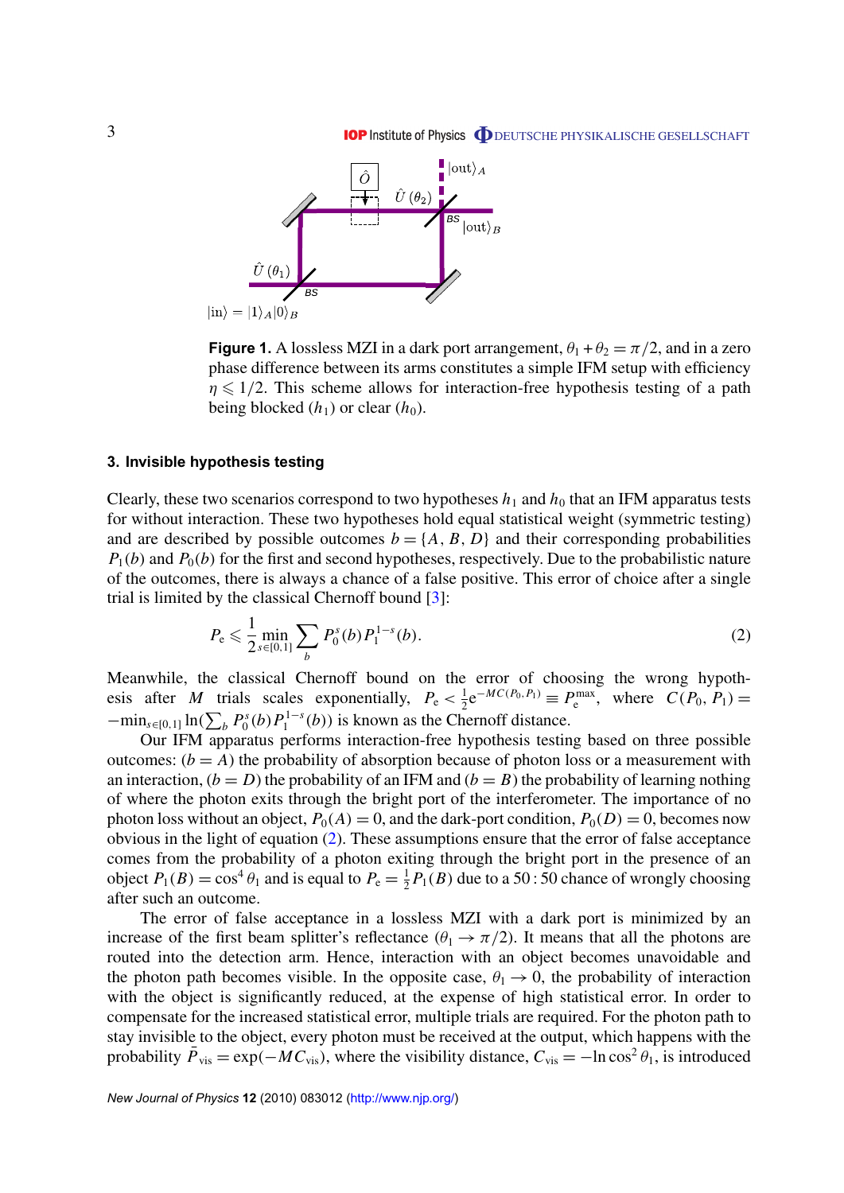**Figure 1.** A lossless MZI in a dark port arrangement, $\theta_1 + \theta_2 = \pi/2$, and in a zero phase difference between its arms constitutes a simple IFM setup with efficiency $\eta \leqslant 1/2$. This scheme allows for interaction-free hypothesis testing of a path being blocked ($h_1$) or clear ($h_0$).

### 3. Invisible hypothesis testing

Clearly, these two scenarios correspond to two hypotheses $h_1$ and $h_0$ that an IFM apparatus tests for without interaction. These two hypotheses hold equal statistical weight (symmetric testing) and are described by possible outcomes $b = \{A, B, D\}$ and their corresponding probabilities $P_1(b)$ and $P_0(b)$ for the first and second hypotheses, respectively. Due to the probabilistic nature of the outcomes, there is always a chance of a false positive. This error of choice after a single trial is limited by the classical Chernoff bound [3]:

$$P_e \leqslant \frac{1}{2} \min_{s \in [0,1]} \sum_b P_0^s(b) P_1^{1-s}(b). \tag{2}$$

Meanwhile, the classical Chernoff bound on the error of choosing the wrong hypothesis after $M$ trials scales exponentially, $P_e < \frac{1}{2} e^{-MC(P_0, P_1)} \equiv P_e^{\max}$, where $C(P_0, P_1) = -\min_{s \in [0,1]} \ln(\sum_b P_0^s(b) P_1^{1-s}(b))$ is known as the Chernoff distance.

Our IFM apparatus performs interaction-free hypothesis testing based on three possible outcomes: ($b = A$) the probability of absorption because of photon loss or a measurement with an interaction, ($b = D$) the probability of an IFM and ($b = B$) the probability of learning nothing of where the photon exits through the bright port of the interferometer. The importance of no photon loss without an object, $P_0(A) = 0$, and the dark-port condition, $P_0(D) = 0$, becomes now obvious in the light of equation (2). These assumptions ensure that the error of false acceptance comes from the probability of a photon exiting through the bright port in the presence of an object $P_1(B) = \cos^4 \theta_1$ and is equal to $P_e = \frac{1}{2} P_1(B)$ due to a 50 : 50 chance of wrongly choosing after such an outcome.

The error of false acceptance in a lossless MZI with a dark port is minimized by an increase of the first beam splitter's reflectance ($\theta_1 \to \pi/2$). It means that all the photons are routed into the detection arm. Hence, interaction with an object becomes unavoidable and the photon path becomes visible. In the opposite case, $\theta_1 \to 0$, the probability of interaction with the object is significantly reduced, at the expense of high statistical error. In order to compensate for the increased statistical error, multiple trials are required. For the photon path to stay invisible to the object, every photon must be received at the output, which happens with the probability $\bar{P}_{\text{vis}} = \exp(-MC_{\text{vis}})$, where the visibility distance, $C_{\text{vis}} = -\ln \cos^2 \theta_1$, is introduced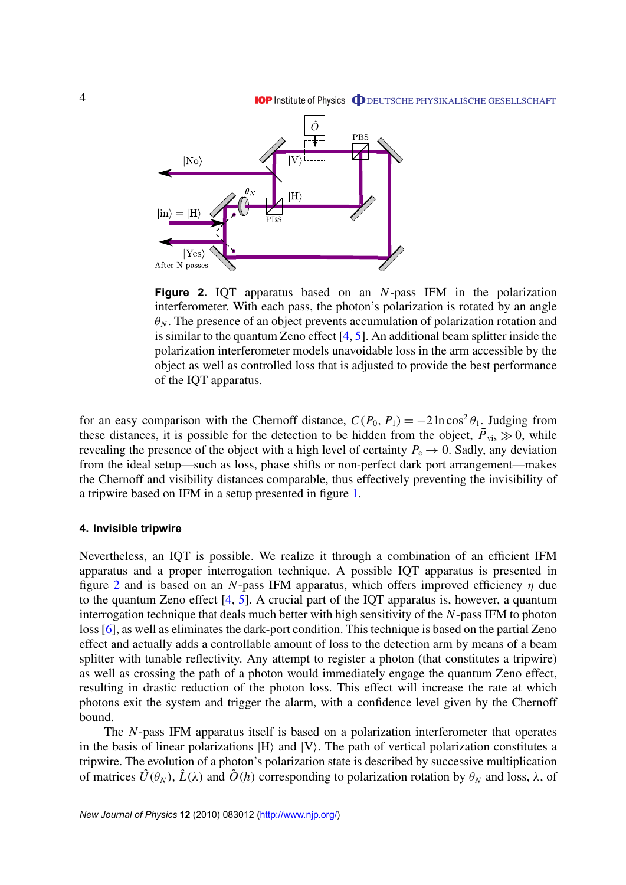**Figure 2.** IQT apparatus based on an $N$-pass IFM in the polarization interferometer. With each pass, the photon's polarization is rotated by an angle $\theta_N$. The presence of an object prevents accumulation of polarization rotation and is similar to the quantum Zeno effect [4, 5]. An additional beam splitter inside the polarization interferometer models unavoidable loss in the arm accessible by the object as well as controlled loss that is adjusted to provide the best performance of the IQT apparatus.

for an easy comparison with the Chernoff distance, $C(P_0, P_1) = -2\ln\cos^2\theta_1$. Judging from these distances, it is possible for the detection to be hidden from the object, $\bar{P}_{\text{vis}} \gg 0$, while revealing the presence of the object with a high level of certainty $P_e \to 0$. Sadly, any deviation from the ideal setup—such as loss, phase shifts or non-perfect dark port arrangement—makes the Chernoff and visibility distances comparable, thus effectively preventing the invisibility of a tripwire based on IFM in a setup presented in figure 1.

## 4. Invisible tripwire

Nevertheless, an IQT is possible. We realize it through a combination of an efficient IFM apparatus and a proper interrogation technique. A possible IQT apparatus is presented in figure 2 and is based on an $N$-pass IFM apparatus, which offers improved efficiency $\eta$ due to the quantum Zeno effect [4, 5]. A crucial part of the IQT apparatus is, however, a quantum interrogation technique that deals much better with high sensitivity of the $N$-pass IFM to photon loss [6], as well as eliminates the dark-port condition. This technique is based on the partial Zeno effect and actually adds a controllable amount of loss to the detection arm by means of a beam splitter with tunable reflectivity. Any attempt to register a photon (that constitutes a tripwire) as well as crossing the path of a photon would immediately engage the quantum Zeno effect, resulting in drastic reduction of the photon loss. This effect will increase the rate at which photons exit the system and trigger the alarm, with a confidence level given by the Chernoff bound.

The $N$-pass IFM apparatus itself is based on a polarization interferometer that operates in the basis of linear polarizations $|\text{H}\rangle$ and $|\text{V}\rangle$. The path of vertical polarization constitutes a tripwire. The evolution of a photon's polarization state is described by successive multiplication of matrices $\hat{U}(\theta_N)$, $\hat{L}(\lambda)$ and $\hat{O}(h)$ corresponding to polarization rotation by $\theta_N$ and loss, $\lambda$, of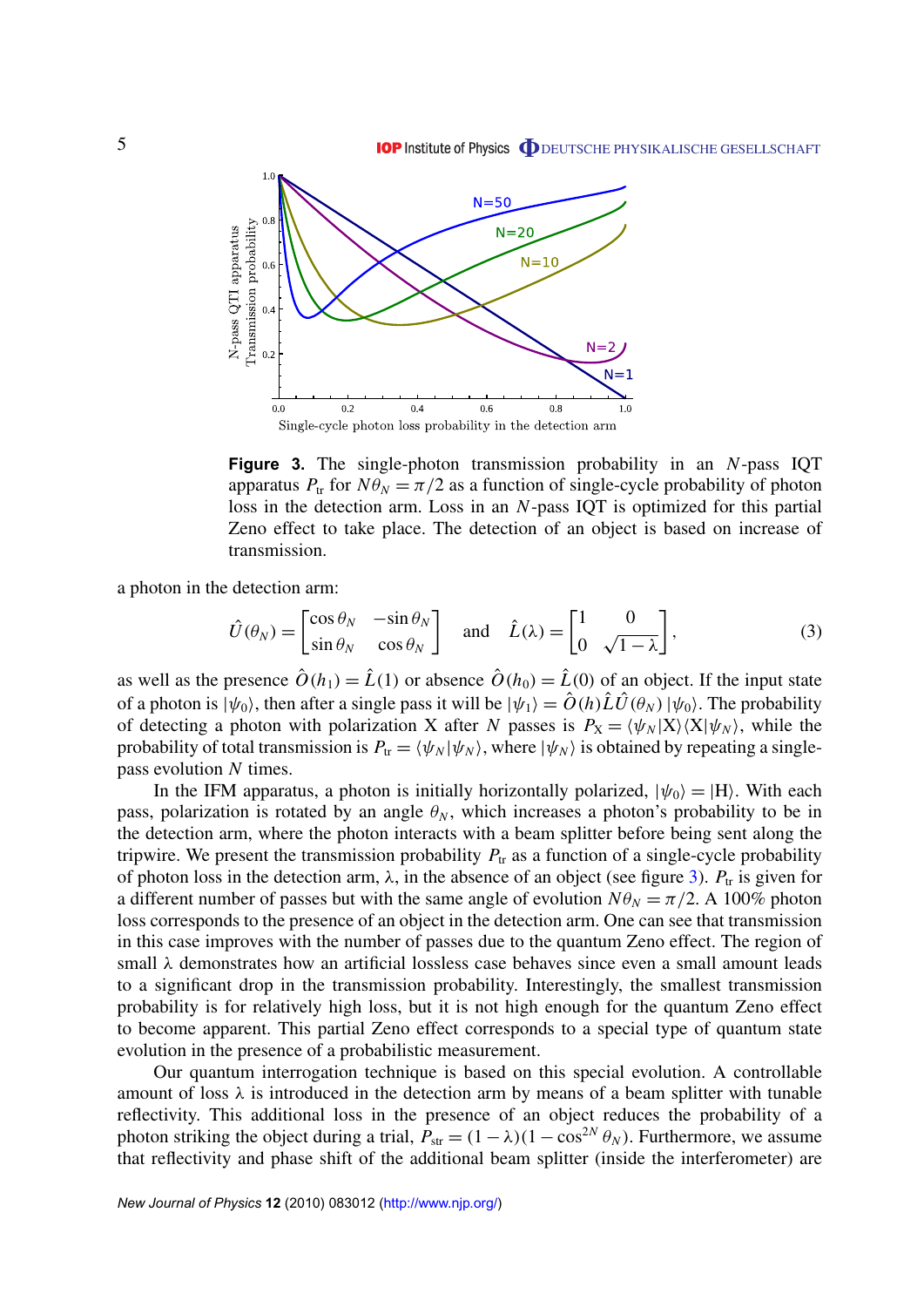**Figure 3.** The single-photon transmission probability in an $N$-pass IQT apparatus $P_{\text{tr}}$ for $N\theta_N = \pi/2$ as a function of single-cycle probability of photon loss in the detection arm. Loss in an $N$-pass IQT is optimized for this partial Zeno effect to take place. The detection of an object is based on increase of transmission.

a photon in the detection arm:

$$\hat{U}(\theta_N) = \begin{bmatrix} \cos\theta_N & -\sin\theta_N \\ \sin\theta_N & \cos\theta_N \end{bmatrix} \quad \text{and} \quad \hat{L}(\lambda) = \begin{bmatrix} 1 & 0 \\ 0 & \sqrt{1-\lambda} \end{bmatrix}, \tag{3}$$

as well as the presence $\hat{O}(h_1) = \hat{L}(1)$ or absence $\hat{O}(h_0) = \hat{L}(0)$ of an object. If the input state of a photon is $|\psi_0\rangle$, then after a single pass it will be $|\psi_1\rangle = \hat{O}(h)\hat{L}\hat{U}(\theta_N)\,|\psi_0\rangle$. The probability of detecting a photon with polarization X after $N$ passes is $P_{\text{X}} = \langle\psi_N|\text{X}\rangle\langle\text{X}|\psi_N\rangle$, while the probability of total transmission is $P_{\text{tr}} = \langle\psi_N|\psi_N\rangle$, where $|\psi_N\rangle$ is obtained by repeating a single-pass evolution $N$ times.

In the IFM apparatus, a photon is initially horizontally polarized, $|\psi_0\rangle = |\text{H}\rangle$. With each pass, polarization is rotated by an angle $\theta_N$, which increases a photon's probability to be in the detection arm, where the photon interacts with a beam splitter before being sent along the tripwire. We present the transmission probability $P_{\text{tr}}$ as a function of a single-cycle probability of photon loss in the detection arm, $\lambda$, in the absence of an object (see figure 3). $P_{\text{tr}}$ is given for a different number of passes but with the same angle of evolution $N\theta_N = \pi/2$. A 100% photon loss corresponds to the presence of an object in the detection arm. One can see that transmission in this case improves with the number of passes due to the quantum Zeno effect. The region of small $\lambda$ demonstrates how an artificial lossless case behaves since even a small amount leads to a significant drop in the transmission probability. Interestingly, the smallest transmission probability is for relatively high loss, but it is not high enough for the quantum Zeno effect to become apparent. This partial Zeno effect corresponds to a special type of quantum state evolution in the presence of a probabilistic measurement.

Our quantum interrogation technique is based on this special evolution. A controllable amount of loss $\lambda$ is introduced in the detection arm by means of a beam splitter with tunable reflectivity. This additional loss in the presence of an object reduces the probability of a photon striking the object during a trial, $P_{\text{str}} = (1-\lambda)(1-\cos^{2N}\theta_N)$. Furthermore, we assume that reflectivity and phase shift of the additional beam splitter (inside the interferometer) are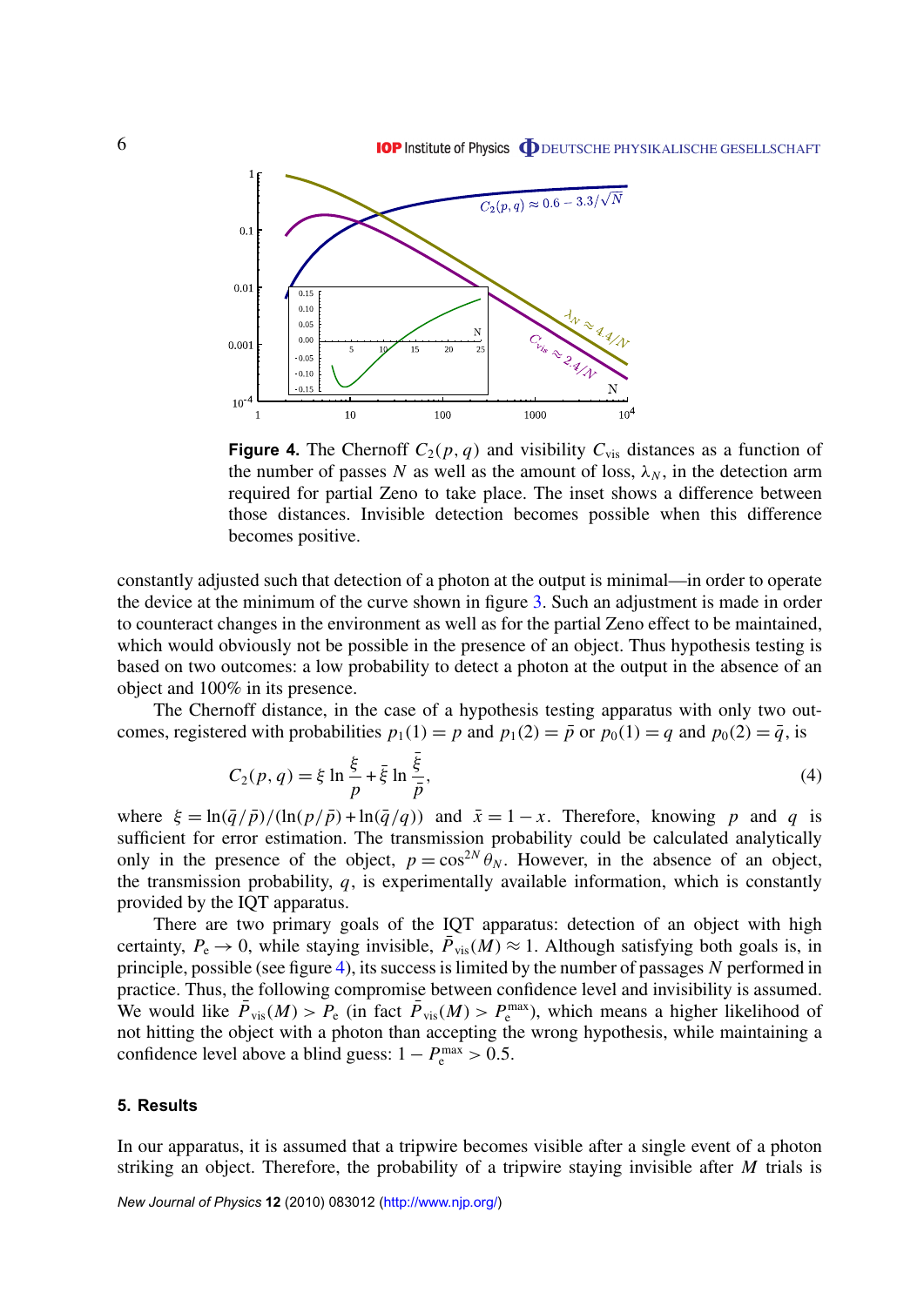**Figure 4.** The Chernoff $C_2(p, q)$ and visibility $C_{\rm vis}$ distances as a function of the number of passes $N$ as well as the amount of loss, $\lambda_N$, in the detection arm required for partial Zeno to take place. The inset shows a difference between those distances. Invisible detection becomes possible when this difference becomes positive.

constantly adjusted such that detection of a photon at the output is minimal—in order to operate the device at the minimum of the curve shown in figure 3. Such an adjustment is made in order to counteract changes in the environment as well as for the partial Zeno effect to be maintained, which would obviously not be possible in the presence of an object. Thus hypothesis testing is based on two outcomes: a low probability to detect a photon at the output in the absence of an object and 100% in its presence.

The Chernoff distance, in the case of a hypothesis testing apparatus with only two outcomes, registered with probabilities $p_1(1) = p$ and $p_1(2) = \bar{p}$ or $p_0(1) = q$ and $p_0(2) = \bar{q}$, is

$$C_2(p, q) = \xi \ln \frac{\xi}{p} + \bar{\xi} \ln \frac{\bar{\xi}}{\bar{p}}, \tag{4}$$

where $\xi = \ln(\bar{q}/\bar{p})/(\ln(p/\bar{p}) + \ln(\bar{q}/q))$ and $\bar{x} = 1 - x$. Therefore, knowing $p$ and $q$ is sufficient for error estimation. The transmission probability could be calculated analytically only in the presence of the object, $p = \cos^{2N}\theta_N$. However, in the absence of an object, the transmission probability, $q$, is experimentally available information, which is constantly provided by the IQT apparatus.

There are two primary goals of the IQT apparatus: detection of an object with high certainty, $P_{\rm e} \to 0$, while staying invisible, $\bar{P}_{\rm vis}(M) \approx 1$. Although satisfying both goals is, in principle, possible (see figure 4), its success is limited by the number of passages $N$ performed in practice. Thus, the following compromise between confidence level and invisibility is assumed. We would like $\bar{P}_{\rm vis}(M) > P_{\rm e}$ (in fact $\bar{P}_{\rm vis}(M) > P_{\rm e}^{\max}$), which means a higher likelihood of not hitting the object with a photon than accepting the wrong hypothesis, while maintaining a confidence level above a blind guess: $1 - P_{\rm e}^{\max} > 0.5$.

## 5. Results

In our apparatus, it is assumed that a tripwire becomes visible after a single event of a photon striking an object. Therefore, the probability of a tripwire staying invisible after $M$ trials is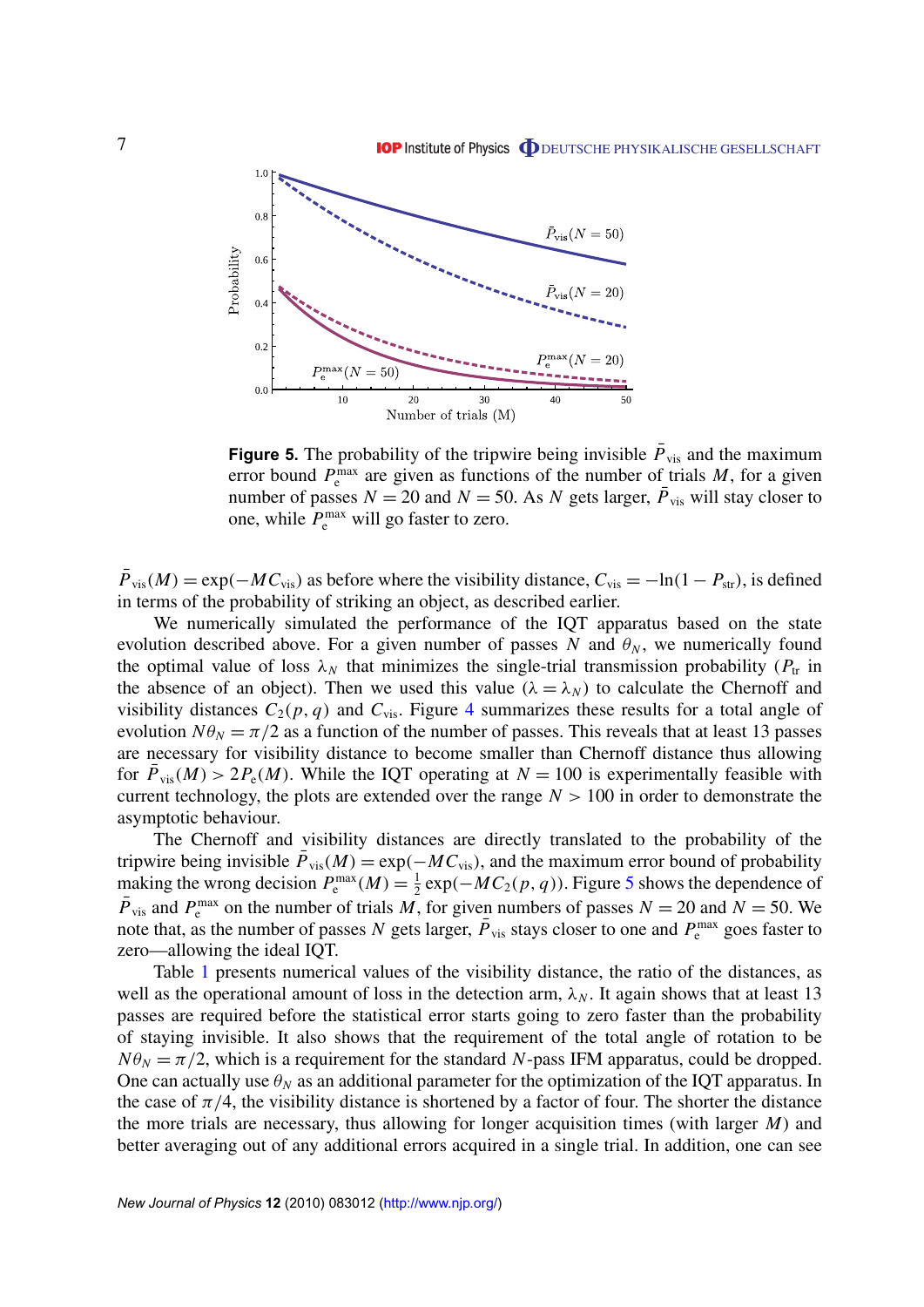**Figure 5.** The probability of the tripwire being invisible $\bar{P}_{\rm vis}$ and the maximum error bound $P_{\rm e}^{\rm max}$ are given as functions of the number of trials $M$, for a given number of passes $N = 20$ and $N = 50$. As $N$ gets larger, $\bar{P}_{\rm vis}$ will stay closer to one, while $P_{\rm e}^{\rm max}$ will go faster to zero.

$\bar{P}_{\rm vis}(M) = \exp(-MC_{\rm vis})$ as before where the visibility distance, $C_{\rm vis} = -\ln(1 - P_{\rm str})$, is defined in terms of the probability of striking an object, as described earlier.

We numerically simulated the performance of the IQT apparatus based on the state evolution described above. For a given number of passes $N$ and $\theta_N$, we numerically found the optimal value of loss $\lambda_N$ that minimizes the single-trial transmission probability ($P_{\rm tr}$ in the absence of an object). Then we used this value ($\lambda = \lambda_N$) to calculate the Chernoff and visibility distances $C_2(p, q)$ and $C_{\rm vis}$. Figure 4 summarizes these results for a total angle of evolution $N\theta_N = \pi/2$ as a function of the number of passes. This reveals that at least 13 passes are necessary for visibility distance to become smaller than Chernoff distance thus allowing for $\bar{P}_{\rm vis}(M) > 2P_{\rm e}(M)$. While the IQT operating at $N = 100$ is experimentally feasible with current technology, the plots are extended over the range $N > 100$ in order to demonstrate the asymptotic behaviour.

The Chernoff and visibility distances are directly translated to the probability of the tripwire being invisible $\bar{P}_{\rm vis}(M) = \exp(-MC_{\rm vis})$, and the maximum error bound of probability making the wrong decision $P_{\rm e}^{\rm max}(M) = \frac{1}{2}\exp(-MC_2(p, q))$. Figure 5 shows the dependence of $\bar{P}_{\rm vis}$ and $P_{\rm e}^{\rm max}$ on the number of trials $M$, for given numbers of passes $N = 20$ and $N = 50$. We note that, as the number of passes $N$ gets larger, $\bar{P}_{\rm vis}$ stays closer to one and $P_{\rm e}^{\rm max}$ goes faster to zero—allowing the ideal IQT.

Table 1 presents numerical values of the visibility distance, the ratio of the distances, as well as the operational amount of loss in the detection arm, $\lambda_N$. It again shows that at least 13 passes are required before the statistical error starts going to zero faster than the probability of staying invisible. It also shows that the requirement of the total angle of rotation to be $N\theta_N = \pi/2$, which is a requirement for the standard $N$-pass IFM apparatus, could be dropped. One can actually use $\theta_N$ as an additional parameter for the optimization of the IQT apparatus. In the case of $\pi/4$, the visibility distance is shortened by a factor of four. The shorter the distance the more trials are necessary, thus allowing for longer acquisition times (with larger $M$) and better averaging out of any additional errors acquired in a single trial. In addition, one can see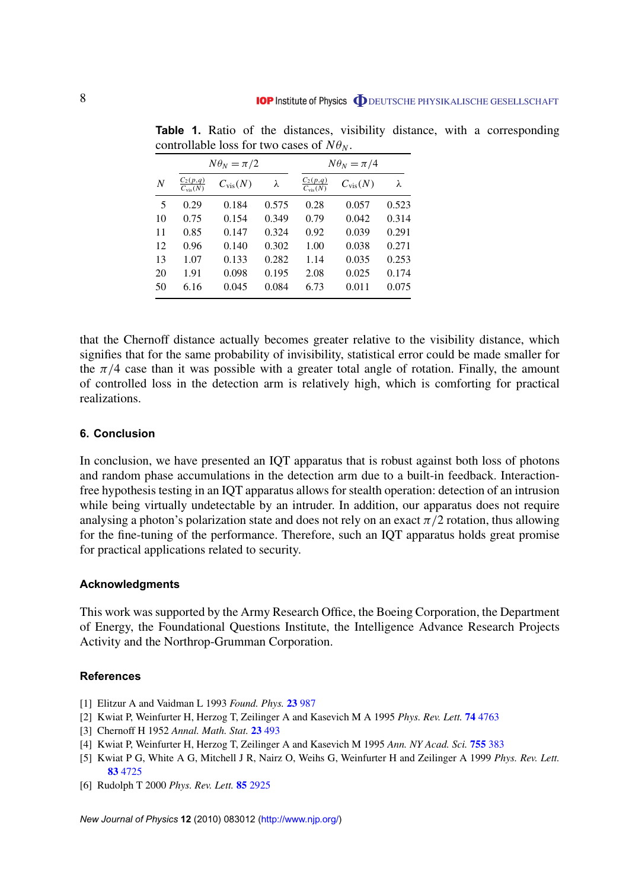**Table 1.** Ratio of the distances, visibility distance, with a corresponding controllable loss for two cases of $N\theta_N$.

| | $N\theta_N = \pi/2$ | | | $N\theta_N = \pi/4$ | | |
|---|---|---|---|---|---|---|
| $N$ | $\frac{C_2(p,q)}{C_{\text{vis}}(N)}$ | $C_{\text{vis}}(N)$ | $\lambda$ | $\frac{C_2(p,q)}{C_{\text{vis}}(N)}$ | $C_{\text{vis}}(N)$ | $\lambda$ |
| 5 | 0.29 | 0.184 | 0.575 | 0.28 | 0.057 | 0.523 |
| 10 | 0.75 | 0.154 | 0.349 | 0.79 | 0.042 | 0.314 |
| 11 | 0.85 | 0.147 | 0.324 | 0.92 | 0.039 | 0.291 |
| 12 | 0.96 | 0.140 | 0.302 | 1.00 | 0.038 | 0.271 |
| 13 | 1.07 | 0.133 | 0.282 | 1.14 | 0.035 | 0.253 |
| 20 | 1.91 | 0.098 | 0.195 | 2.08 | 0.025 | 0.174 |
| 50 | 6.16 | 0.045 | 0.084 | 6.73 | 0.011 | 0.075 |

that the Chernoff distance actually becomes greater relative to the visibility distance, which signifies that for the same probability of invisibility, statistical error could be made smaller for the $\pi/4$ case than it was possible with a greater total angle of rotation. Finally, the amount of controlled loss in the detection arm is relatively high, which is comforting for practical realizations.

## 6. Conclusion

In conclusion, we have presented an IQT apparatus that is robust against both loss of photons and random phase accumulations in the detection arm due to a built-in feedback. Interaction-free hypothesis testing in an IQT apparatus allows for stealth operation: detection of an intrusion while being virtually undetectable by an intruder. In addition, our apparatus does not require analysing a photon's polarization state and does not rely on an exact $\pi/2$ rotation, thus allowing for the fine-tuning of the performance. Therefore, such an IQT apparatus holds great promise for practical applications related to security.

### Acknowledgments

This work was supported by the Army Research Office, the Boeing Corporation, the Department of Energy, the Foundational Questions Institute, the Intelligence Advance Research Projects Activity and the Northrop-Grumman Corporation.

### References

[1] Elitzur A and Vaidman L 1993 *Found. Phys.* **23** 987

[2] Kwiat P, Weinfurter H, Herzog T, Zeilinger A and Kasevich M A 1995 *Phys. Rev. Lett.* **74** 4763

[3] Chernoff H 1952 *Annal. Math. Stat.* **23** 493

[4] Kwiat P, Weinfurter H, Herzog T, Zeilinger A and Kasevich M 1995 *Ann. NY Acad. Sci.* **755** 383

[5] Kwiat P G, White A G, Mitchell J R, Nairz O, Weihs G, Weinfurter H and Zeilinger A 1999 *Phys. Rev. Lett.* **83** 4725

[6] Rudolph T 2000 *Phys. Rev. Lett.* **85** 2925